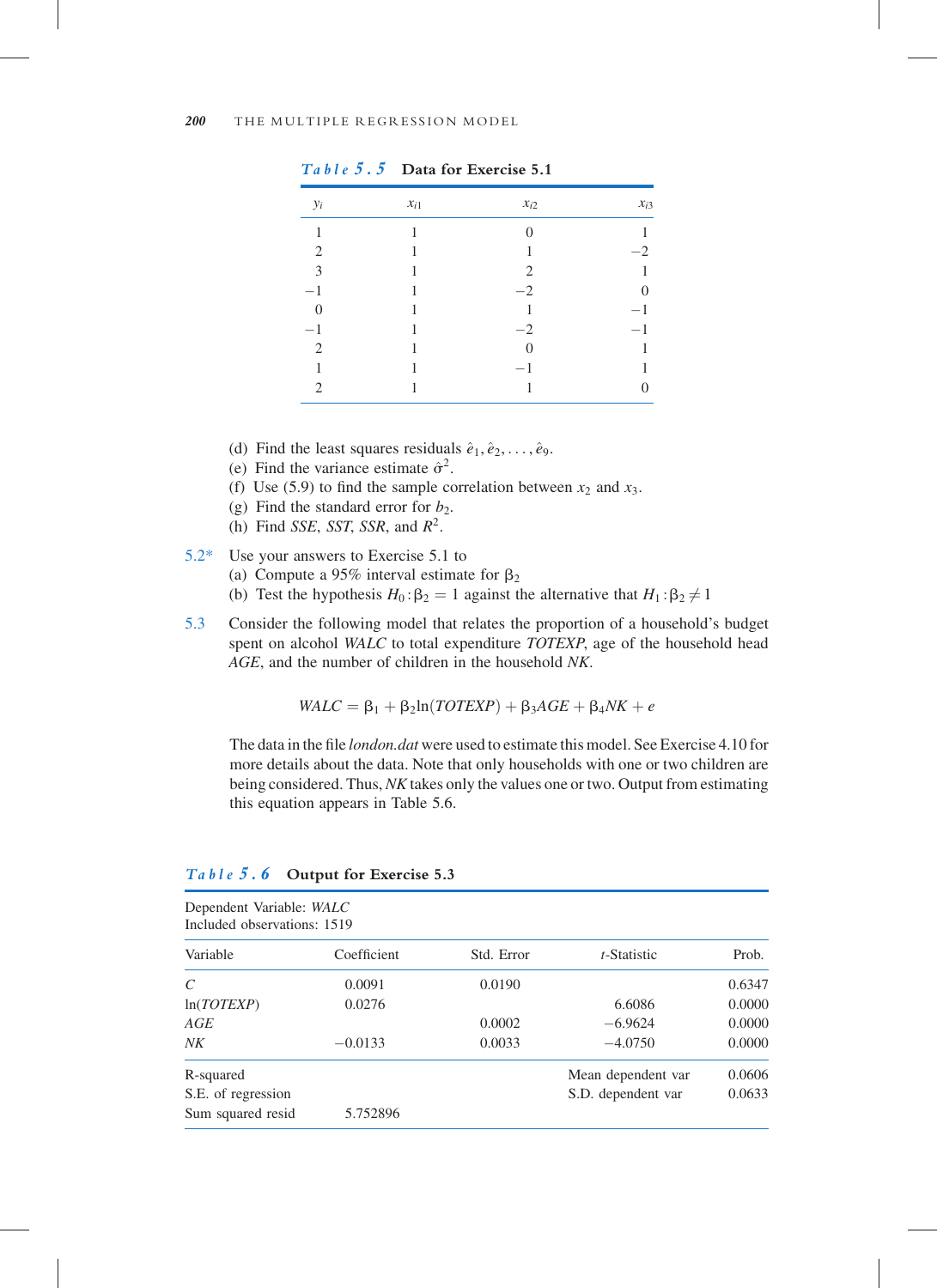**Table 5.5** Data for Exercise 5.1

| $y_i$ | $x_{i1}$ | $x_{i2}$ | $x_{i3}$ |
|---|---|---|---|
| 1 | 1 | 0 | 1 |
| 2 | 1 | 1 | −2 |
| 3 | 1 | 2 | 1 |
| −1 | 1 | −2 | 0 |
| 0 | 1 | 1 | −1 |
| −1 | 1 | −2 | −1 |
| 2 | 1 | 0 | 1 |
| 1 | 1 | −1 | 1 |
| 2 | 1 | 1 | 0 |

(d) Find the least squares residuals $\hat{e}_1, \hat{e}_2, \ldots, \hat{e}_9$.
(e) Find the variance estimate $\hat{\sigma}^2$.
(f) Use (5.9) to find the sample correlation between $x_2$ and $x_3$.
(g) Find the standard error for $b_2$.
(h) Find *SSE*, *SST*, *SSR*, and $R^2$.

5.2* Use your answers to Exercise 5.1 to
(a) Compute a 95% interval estimate for $\beta_2$
(b) Test the hypothesis $H_0: \beta_2 = 1$ against the alternative that $H_1: \beta_2 \neq 1$

5.3 Consider the following model that relates the proportion of a household's budget spent on alcohol *WALC* to total expenditure *TOTEXP*, age of the household head *AGE*, and the number of children in the household *NK*.

$$WALC = \beta_1 + \beta_2 \ln(TOTEXP) + \beta_3 AGE + \beta_4 NK + e$$

The data in the file *london.dat* were used to estimate this model. See Exercise 4.10 for more details about the data. Note that only households with one or two children are being considered. Thus, *NK* takes only the values one or two. Output from estimating this equation appears in Table 5.6.

**Table 5.6** Output for Exercise 5.3

Dependent Variable: *WALC*
Included observations: 1519

| Variable | Coefficient | Std. Error | *t*-Statistic | Prob. |
|---|---|---|---|---|
| *C* | 0.0091 | 0.0190 | | 0.6347 |
| ln(*TOTEXP*) | 0.0276 | | 6.6086 | 0.0000 |
| *AGE* | | 0.0002 | −6.9624 | 0.0000 |
| *NK* | −0.0133 | 0.0033 | −4.0750 | 0.0000 |
| R-squared | | | Mean dependent var | 0.0606 |
| S.E. of regression | | | S.D. dependent var | 0.0633 |
| Sum squared resid | 5.752896 | | | |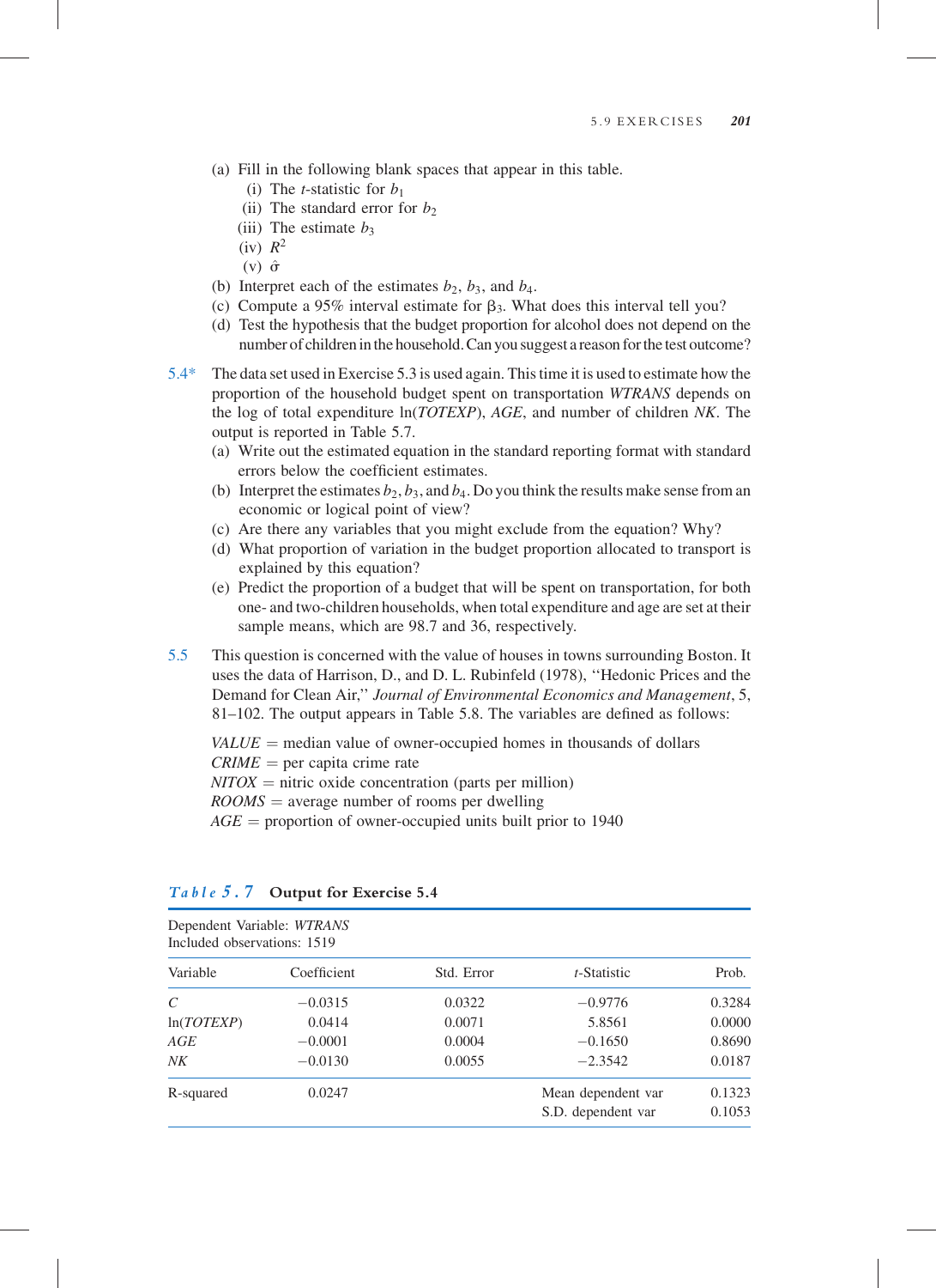(a) Fill in the following blank spaces that appear in this table.

  (i) The *t*-statistic for $b_1$

  (ii) The standard error for $b_2$

  (iii) The estimate $b_3$

  (iv) $R^2$

  (v) $\hat{\sigma}$

(b) Interpret each of the estimates $b_2$, $b_3$, and $b_4$.

(c) Compute a 95% interval estimate for $\beta_3$. What does this interval tell you?

(d) Test the hypothesis that the budget proportion for alcohol does not depend on the number of children in the household. Can you suggest a reason for the test outcome?

5.4* The data set used in Exercise 5.3 is used again. This time it is used to estimate how the proportion of the household budget spent on transportation *WTRANS* depends on the log of total expenditure ln(*TOTEXP*), *AGE*, and number of children *NK*. The output is reported in Table 5.7.

(a) Write out the estimated equation in the standard reporting format with standard errors below the coefficient estimates.

(b) Interpret the estimates $b_2$, $b_3$, and $b_4$. Do you think the results make sense from an economic or logical point of view?

(c) Are there any variables that you might exclude from the equation? Why?

(d) What proportion of variation in the budget proportion allocated to transport is explained by this equation?

(e) Predict the proportion of a budget that will be spent on transportation, for both one- and two-children households, when total expenditure and age are set at their sample means, which are 98.7 and 36, respectively.

5.5 This question is concerned with the value of houses in towns surrounding Boston. It uses the data of Harrison, D., and D. L. Rubinfeld (1978), "Hedonic Prices and the Demand for Clean Air," *Journal of Environmental Economics and Management*, 5, 81–102. The output appears in Table 5.8. The variables are defined as follows:

*VALUE* = median value of owner-occupied homes in thousands of dollars
*CRIME* = per capita crime rate
*NITOX* = nitric oxide concentration (parts per million)
*ROOMS* = average number of rooms per dwelling
*AGE* = proportion of owner-occupied units built prior to 1940

**Table 5.7 Output for Exercise 5.4**

Dependent Variable: *WTRANS*
Included observations: 1519

| Variable | Coefficient | Std. Error | *t*-Statistic | Prob. |
|---|---|---|---|---|
| *C* | −0.0315 | 0.0322 | −0.9776 | 0.3284 |
| ln(*TOTEXP*) | 0.0414 | 0.0071 | 5.8561 | 0.0000 |
| *AGE* | −0.0001 | 0.0004 | −0.1650 | 0.8690 |
| *NK* | −0.0130 | 0.0055 | −2.3542 | 0.0187 |
| R-squared | 0.0247 | | Mean dependent var | 0.1323 |
| | | | S.D. dependent var | 0.1053 |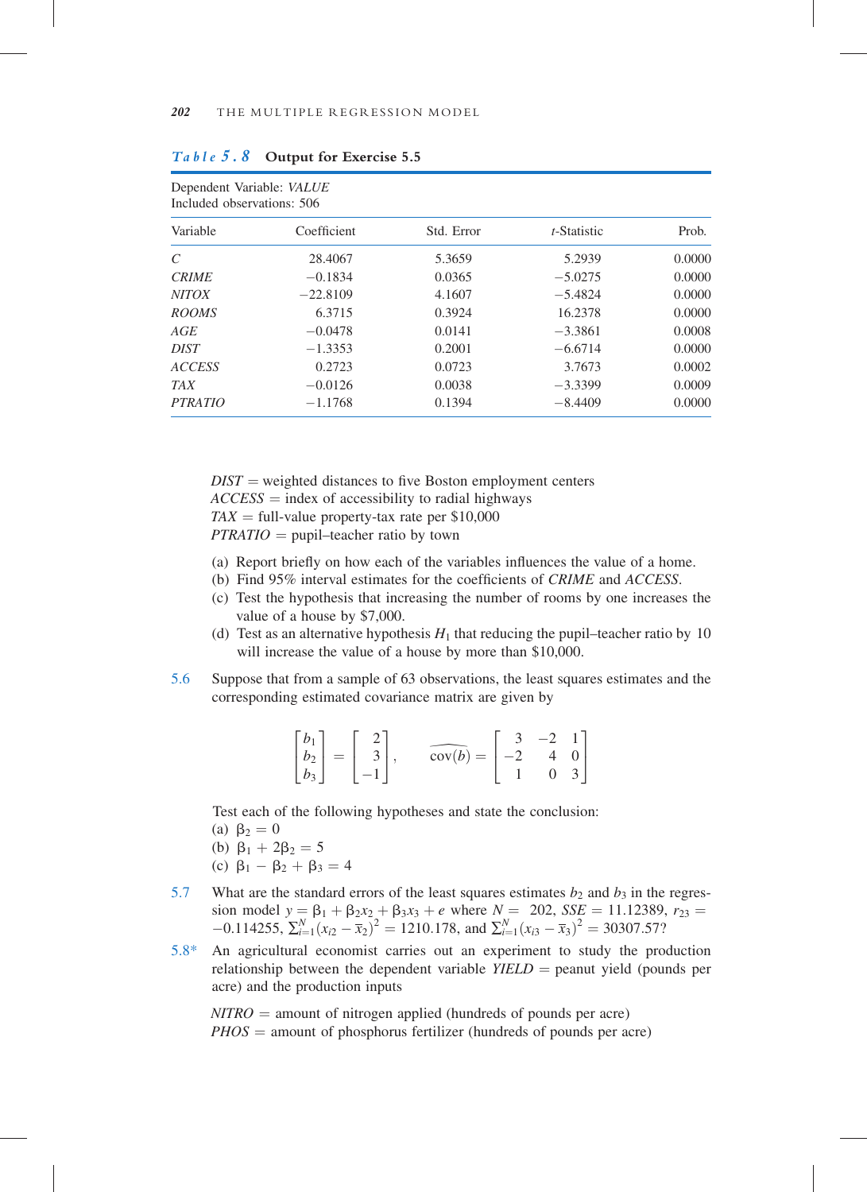*Table 5.8* **Output for Exercise 5.5**

Dependent Variable: *VALUE*
Included observations: 506

| Variable | Coefficient | Std. Error | *t*-Statistic | Prob. |
|---|---|---|---|---|
| *C* | 28.4067 | 5.3659 | 5.2939 | 0.0000 |
| *CRIME* | −0.1834 | 0.0365 | −5.0275 | 0.0000 |
| *NITOX* | −22.8109 | 4.1607 | −5.4824 | 0.0000 |
| *ROOMS* | 6.3715 | 0.3924 | 16.2378 | 0.0000 |
| *AGE* | −0.0478 | 0.0141 | −3.3861 | 0.0008 |
| *DIST* | −1.3353 | 0.2001 | −6.6714 | 0.0000 |
| *ACCESS* | 0.2723 | 0.0723 | 3.7673 | 0.0002 |
| *TAX* | −0.0126 | 0.0038 | −3.3399 | 0.0009 |
| *PTRATIO* | −1.1768 | 0.1394 | −8.4409 | 0.0000 |

*DIST* = weighted distances to five Boston employment centers
*ACCESS* = index of accessibility to radial highways
*TAX* = full-value property-tax rate per \$10,000
*PTRATIO* = pupil–teacher ratio by town

(a) Report briefly on how each of the variables influences the value of a home.
(b) Find 95% interval estimates for the coefficients of *CRIME* and *ACCESS*.
(c) Test the hypothesis that increasing the number of rooms by one increases the value of a house by \$7,000.
(d) Test as an alternative hypothesis $H_1$ that reducing the pupil–teacher ratio by 10 will increase the value of a house by more than \$10,000.

5.6 Suppose that from a sample of 63 observations, the least squares estimates and the corresponding estimated covariance matrix are given by

$$\begin{bmatrix} b_1 \\ b_2 \\ b_3 \end{bmatrix} = \begin{bmatrix} 2 \\ 3 \\ -1 \end{bmatrix}, \qquad \widehat{\text{cov}(b)} = \begin{bmatrix} 3 & -2 & 1 \\ -2 & 4 & 0 \\ 1 & 0 & 3 \end{bmatrix}$$

Test each of the following hypotheses and state the conclusion:
(a) $\beta_2 = 0$
(b) $\beta_1 + 2\beta_2 = 5$
(c) $\beta_1 - \beta_2 + \beta_3 = 4$

5.7 What are the standard errors of the least squares estimates $b_2$ and $b_3$ in the regression model $y = \beta_1 + \beta_2 x_2 + \beta_3 x_3 + e$ where $N = 202$, $SSE = 11.12389$, $r_{23} = -0.114255$, $\sum_{i=1}^{N}(x_{i2} - \bar{x}_2)^2 = 1210.178$, and $\sum_{i=1}^{N}(x_{i3} - \bar{x}_3)^2 = 30307.57$?

5.8* An agricultural economist carries out an experiment to study the production relationship between the dependent variable *YIELD* = peanut yield (pounds per acre) and the production inputs

*NITRO* = amount of nitrogen applied (hundreds of pounds per acre)
*PHOS* = amount of phosphorus fertilizer (hundreds of pounds per acre)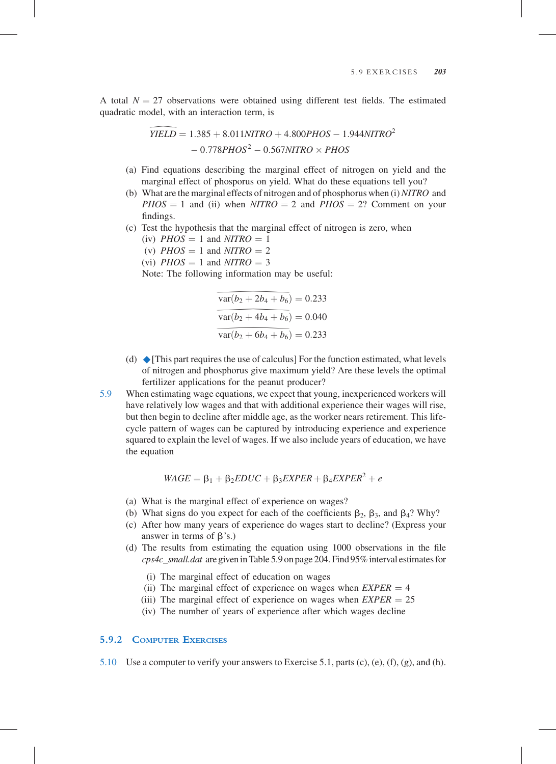A total $N = 27$ observations were obtained using different test fields. The estimated quadratic model, with an interaction term, is

$$\widehat{YIELD} = 1.385 + 8.011NITRO + 4.800PHOS - 1.944NITRO^2$$
$$- 0.778PHOS^2 - 0.567NITRO \times PHOS$$

(a) Find equations describing the marginal effect of nitrogen on yield and the marginal effect of phosporus on yield. What do these equations tell you?

(b) What are the marginal effects of nitrogen and of phosphorus when (i) $NITRO$ and $PHOS = 1$ and (ii) when $NITRO = 2$ and $PHOS = 2$? Comment on your findings.

(c) Test the hypothesis that the marginal effect of nitrogen is zero, when

(iv) $PHOS = 1$ and $NITRO = 1$

(v) $PHOS = 1$ and $NITRO = 2$

(vi) $PHOS = 1$ and $NITRO = 3$

Note: The following information may be useful:

$$\widehat{\text{var}(b_2 + 2b_4 + b_6)} = 0.233$$
$$\widehat{\text{var}(b_2 + 4b_4 + b_6)} = 0.040$$
$$\widehat{\text{var}(b_2 + 6b_4 + b_6)} = 0.233$$

(d) ◆[This part requires the use of calculus] For the function estimated, what levels of nitrogen and phosphorus give maximum yield? Are these levels the optimal fertilizer applications for the peanut producer?

5.9 When estimating wage equations, we expect that young, inexperienced workers will have relatively low wages and that with additional experience their wages will rise, but then begin to decline after middle age, as the worker nears retirement. This life-cycle pattern of wages can be captured by introducing experience and experience squared to explain the level of wages. If we also include years of education, we have the equation

$$WAGE = \beta_1 + \beta_2 EDUC + \beta_3 EXPER + \beta_4 EXPER^2 + e$$

(a) What is the marginal effect of experience on wages?

(b) What signs do you expect for each of the coefficients $\beta_2$, $\beta_3$, and $\beta_4$? Why?

(c) After how many years of experience do wages start to decline? (Express your answer in terms of $\beta$'s.)

(d) The results from estimating the equation using 1000 observations in the file *cps4c_small.dat* are given in Table 5.9 on page 204. Find 95% interval estimates for

(i) The marginal effect of education on wages

(ii) The marginal effect of experience on wages when $EXPER = 4$

(iii) The marginal effect of experience on wages when $EXPER = 25$

(iv) The number of years of experience after which wages decline

### 5.9.2 Computer Exercises

5.10 Use a computer to verify your answers to Exercise 5.1, parts (c), (e), (f), (g), and (h).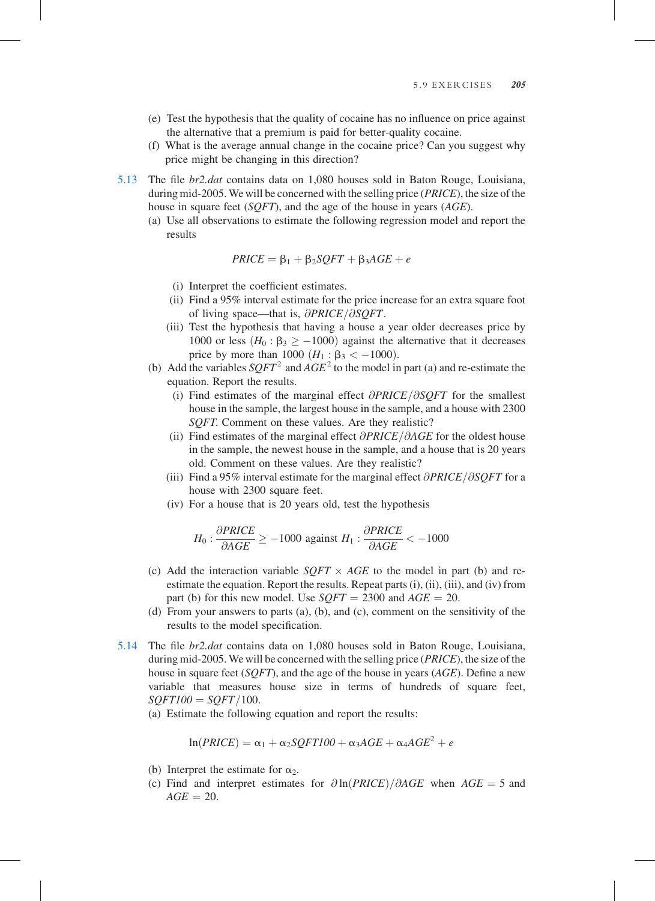(e) Test the hypothesis that the quality of cocaine has no influence on price against the alternative that a premium is paid for better-quality cocaine.

(f) What is the average annual change in the cocaine price? Can you suggest why price might be changing in this direction?

5.13 The file *br2.dat* contains data on 1,080 houses sold in Baton Rouge, Louisiana, during mid-2005. We will be concerned with the selling price (*PRICE*), the size of the house in square feet (*SQFT*), and the age of the house in years (*AGE*).

(a) Use all observations to estimate the following regression model and report the results

$$PRICE = \beta_1 + \beta_2 SQFT + \beta_3 AGE + e$$

(i) Interpret the coefficient estimates.

(ii) Find a 95% interval estimate for the price increase for an extra square foot of living space—that is, $\partial PRICE / \partial SQFT$.

(iii) Test the hypothesis that having a house a year older decreases price by 1000 or less ($H_0 : \beta_3 \geq -1000$) against the alternative that it decreases price by more than 1000 ($H_1 : \beta_3 < -1000$).

(b) Add the variables $SQFT^2$ and $AGE^2$ to the model in part (a) and re-estimate the equation. Report the results.

(i) Find estimates of the marginal effect $\partial PRICE / \partial SQFT$ for the smallest house in the sample, the largest house in the sample, and a house with 2300 *SQFT*. Comment on these values. Are they realistic?

(ii) Find estimates of the marginal effect $\partial PRICE / \partial AGE$ for the oldest house in the sample, the newest house in the sample, and a house that is 20 years old. Comment on these values. Are they realistic?

(iii) Find a 95% interval estimate for the marginal effect $\partial PRICE / \partial SQFT$ for a house with 2300 square feet.

(iv) For a house that is 20 years old, test the hypothesis

$$H_0 : \frac{\partial PRICE}{\partial AGE} \geq -1000 \text{ against } H_1 : \frac{\partial PRICE}{\partial AGE} < -1000$$

(c) Add the interaction variable $SQFT \times AGE$ to the model in part (b) and re-estimate the equation. Report the results. Repeat parts (i), (ii), (iii), and (iv) from part (b) for this new model. Use $SQFT = 2300$ and $AGE = 20$.

(d) From your answers to parts (a), (b), and (c), comment on the sensitivity of the results to the model specification.

5.14 The file *br2.dat* contains data on 1,080 houses sold in Baton Rouge, Louisiana, during mid-2005. We will be concerned with the selling price (*PRICE*), the size of the house in square feet (*SQFT*), and the age of the house in years (*AGE*). Define a new variable that measures house size in terms of hundreds of square feet, $SQFT100 = SQFT/100$.

(a) Estimate the following equation and report the results:

$$\ln(PRICE) = \alpha_1 + \alpha_2 SQFT100 + \alpha_3 AGE + \alpha_4 AGE^2 + e$$

(b) Interpret the estimate for $\alpha_2$.

(c) Find and interpret estimates for $\partial \ln(PRICE) / \partial AGE$ when $AGE = 5$ and $AGE = 20$.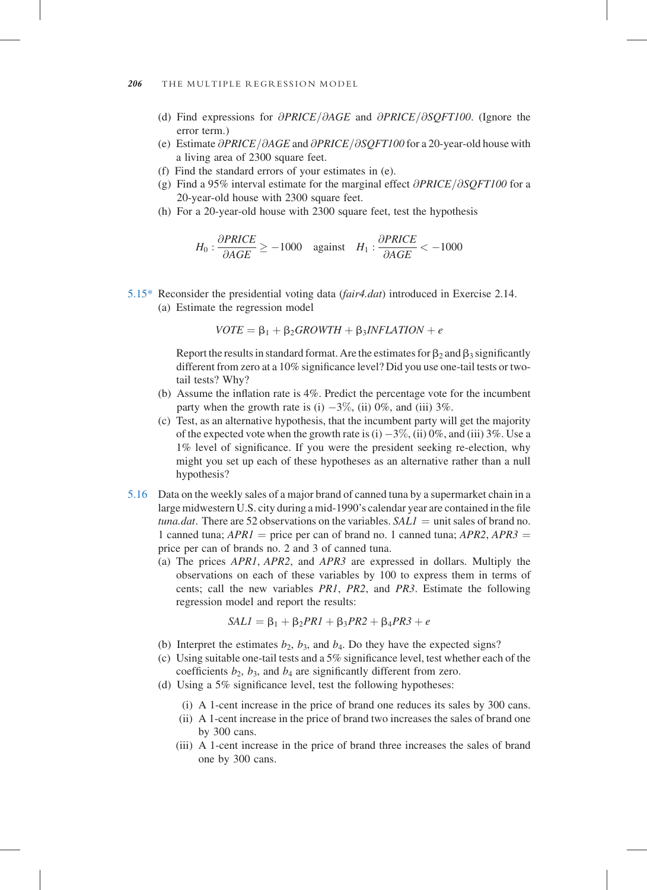(d) Find expressions for $\partial PRICE/\partial AGE$ and $\partial PRICE/\partial SQFT100$. (Ignore the error term.)

(e) Estimate $\partial PRICE/\partial AGE$ and $\partial PRICE/\partial SQFT100$ for a 20-year-old house with a living area of 2300 square feet.

(f) Find the standard errors of your estimates in (e).

(g) Find a 95% interval estimate for the marginal effect $\partial PRICE/\partial SQFT100$ for a 20-year-old house with 2300 square feet.

(h) For a 20-year-old house with 2300 square feet, test the hypothesis

$$H_0 : \frac{\partial PRICE}{\partial AGE} \geq -1000 \quad \text{against} \quad H_1 : \frac{\partial PRICE}{\partial AGE} < -1000$$

5.15* Reconsider the presidential voting data (*fair4.dat*) introduced in Exercise 2.14.

(a) Estimate the regression model

$$VOTE = \beta_1 + \beta_2 GROWTH + \beta_3 INFLATION + e$$

Report the results in standard format. Are the estimates for $\beta_2$ and $\beta_3$ significantly different from zero at a 10% significance level? Did you use one-tail tests or two-tail tests? Why?

(b) Assume the inflation rate is 4%. Predict the percentage vote for the incumbent party when the growth rate is (i) $-3\%$, (ii) 0%, and (iii) 3%.

(c) Test, as an alternative hypothesis, that the incumbent party will get the majority of the expected vote when the growth rate is (i) $-3\%$, (ii) 0%, and (iii) 3%. Use a 1% level of significance. If you were the president seeking re-election, why might you set up each of these hypotheses as an alternative rather than a null hypothesis?

5.16 Data on the weekly sales of a major brand of canned tuna by a supermarket chain in a large midwestern U.S. city during a mid-1990's calendar year are contained in the file *tuna.dat*. There are 52 observations on the variables. $SAL1$ = unit sales of brand no. 1 canned tuna; $APR1$ = price per can of brand no. 1 canned tuna; $APR2$, $APR3$ = price per can of brands no. 2 and 3 of canned tuna.

(a) The prices $APR1$, $APR2$, and $APR3$ are expressed in dollars. Multiply the observations on each of these variables by 100 to express them in terms of cents; call the new variables $PR1$, $PR2$, and $PR3$. Estimate the following regression model and report the results:

$$SAL1 = \beta_1 + \beta_2 PR1 + \beta_3 PR2 + \beta_4 PR3 + e$$

(b) Interpret the estimates $b_2$, $b_3$, and $b_4$. Do they have the expected signs?

(c) Using suitable one-tail tests and a 5% significance level, test whether each of the coefficients $b_2$, $b_3$, and $b_4$ are significantly different from zero.

(d) Using a 5% significance level, test the following hypotheses:

(i) A 1-cent increase in the price of brand one reduces its sales by 300 cans.

(ii) A 1-cent increase in the price of brand two increases the sales of brand one by 300 cans.

(iii) A 1-cent increase in the price of brand three increases the sales of brand one by 300 cans.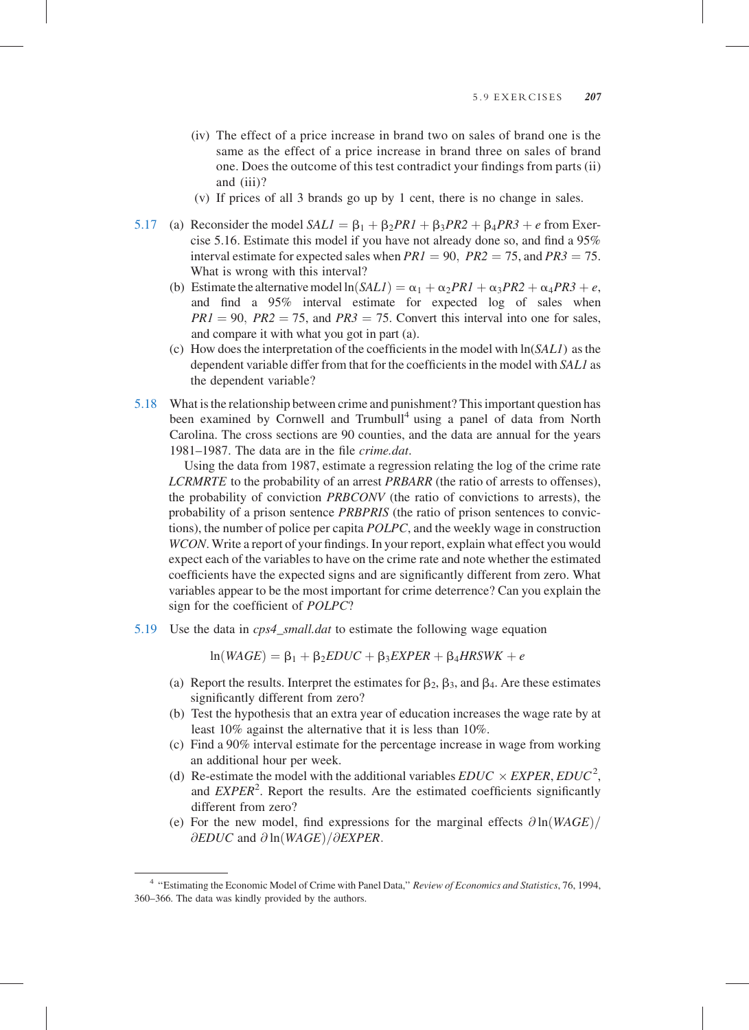(iv) The effect of a price increase in brand two on sales of brand one is the same as the effect of a price increase in brand three on sales of brand one. Does the outcome of this test contradict your findings from parts (ii) and (iii)?

(v) If prices of all 3 brands go up by 1 cent, there is no change in sales.

5.17 (a) Reconsider the model $SAL1 = \beta_1 + \beta_2 PR1 + \beta_3 PR2 + \beta_4 PR3 + e$ from Exercise 5.16. Estimate this model if you have not already done so, and find a 95% interval estimate for expected sales when $PR1 = 90$, $PR2 = 75$, and $PR3 = 75$. What is wrong with this interval?

(b) Estimate the alternative model $\ln(SAL1) = \alpha_1 + \alpha_2 PR1 + \alpha_3 PR2 + \alpha_4 PR3 + e$, and find a 95% interval estimate for expected log of sales when $PR1 = 90$, $PR2 = 75$, and $PR3 = 75$. Convert this interval into one for sales, and compare it with what you got in part (a).

(c) How does the interpretation of the coefficients in the model with $\ln(SAL1)$ as the dependent variable differ from that for the coefficients in the model with $SAL1$ as the dependent variable?

5.18 What is the relationship between crime and punishment? This important question has been examined by Cornwell and Trumbull[4] using a panel of data from North Carolina. The cross sections are 90 counties, and the data are annual for the years 1981–1987. The data are in the file *crime.dat*.

Using the data from 1987, estimate a regression relating the log of the crime rate *LCRMRTE* to the probability of an arrest *PRBARR* (the ratio of arrests to offenses), the probability of conviction *PRBCONV* (the ratio of convictions to arrests), the probability of a prison sentence *PRBPRIS* (the ratio of prison sentences to convictions), the number of police per capita *POLPC*, and the weekly wage in construction *WCON*. Write a report of your findings. In your report, explain what effect you would expect each of the variables to have on the crime rate and note whether the estimated coefficients have the expected signs and are significantly different from zero. What variables appear to be the most important for crime deterrence? Can you explain the sign for the coefficient of *POLPC*?

5.19 Use the data in *cps4_small.dat* to estimate the following wage equation

$$\ln(WAGE) = \beta_1 + \beta_2 EDUC + \beta_3 EXPER + \beta_4 HRSWK + e$$

(a) Report the results. Interpret the estimates for $\beta_2$, $\beta_3$, and $\beta_4$. Are these estimates significantly different from zero?

(b) Test the hypothesis that an extra year of education increases the wage rate by at least 10% against the alternative that it is less than 10%.

(c) Find a 90% interval estimate for the percentage increase in wage from working an additional hour per week.

(d) Re-estimate the model with the additional variables $EDUC \times EXPER$, $EDUC^2$, and $EXPER^2$. Report the results. Are the estimated coefficients significantly different from zero?

(e) For the new model, find expressions for the marginal effects $\partial \ln(WAGE)/\partial EDUC$ and $\partial \ln(WAGE)/\partial EXPER$.

[4] "Estimating the Economic Model of Crime with Panel Data," *Review of Economics and Statistics*, 76, 1994, 360–366. The data was kindly provided by the authors.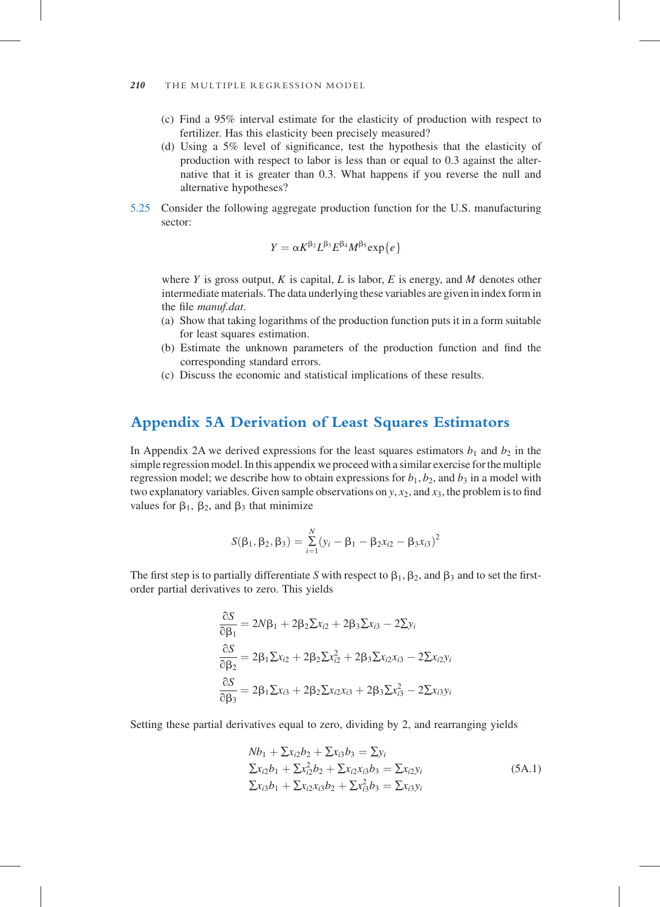(c) Find a 95% interval estimate for the elasticity of production with respect to fertilizer. Has this elasticity been precisely measured?

(d) Using a 5% level of significance, test the hypothesis that the elasticity of production with respect to labor is less than or equal to 0.3 against the alternative that it is greater than 0.3. What happens if you reverse the null and alternative hypotheses?

5.25 Consider the following aggregate production function for the U.S. manufacturing sector:

$$Y = \alpha K^{\beta_2} L^{\beta_3} E^{\beta_4} M^{\beta_5} \exp\{e\}$$

where $Y$ is gross output, $K$ is capital, $L$ is labor, $E$ is energy, and $M$ denotes other intermediate materials. The data underlying these variables are given in index form in the file *manuf.dat*.

(a) Show that taking logarithms of the production function puts it in a form suitable for least squares estimation.

(b) Estimate the unknown parameters of the production function and find the corresponding standard errors.

(c) Discuss the economic and statistical implications of these results.

## Appendix 5A Derivation of Least Squares Estimators

In Appendix 2A we derived expressions for the least squares estimators $b_1$ and $b_2$ in the simple regression model. In this appendix we proceed with a similar exercise for the multiple regression model; we describe how to obtain expressions for $b_1$, $b_2$, and $b_3$ in a model with two explanatory variables. Given sample observations on $y$, $x_2$, and $x_3$, the problem is to find values for $\beta_1$, $\beta_2$, and $\beta_3$ that minimize

$$S(\beta_1, \beta_2, \beta_3) = \sum_{i=1}^{N} (y_i - \beta_1 - \beta_2 x_{i2} - \beta_3 x_{i3})^2$$

The first step is to partially differentiate $S$ with respect to $\beta_1$, $\beta_2$, and $\beta_3$ and to set the first-order partial derivatives to zero. This yields

$$\frac{\partial S}{\partial \beta_1} = 2N\beta_1 + 2\beta_2 \Sigma x_{i2} + 2\beta_3 \Sigma x_{i3} - 2\Sigma y_i$$

$$\frac{\partial S}{\partial \beta_2} = 2\beta_1 \Sigma x_{i2} + 2\beta_2 \Sigma x_{i2}^2 + 2\beta_3 \Sigma x_{i2} x_{i3} - 2\Sigma x_{i2} y_i$$

$$\frac{\partial S}{\partial \beta_3} = 2\beta_1 \Sigma x_{i3} + 2\beta_2 \Sigma x_{i2} x_{i3} + 2\beta_3 \Sigma x_{i3}^2 - 2\Sigma x_{i3} y_i$$

Setting these partial derivatives equal to zero, dividing by 2, and rearranging yields

$$\begin{aligned}
Nb_1 + \Sigma x_{i2} b_2 + \Sigma x_{i3} b_3 &= \Sigma y_i \\
\Sigma x_{i2} b_1 + \Sigma x_{i2}^2 b_2 + \Sigma x_{i2} x_{i3} b_3 &= \Sigma x_{i2} y_i \\
\Sigma x_{i3} b_1 + \Sigma x_{i2} x_{i3} b_2 + \Sigma x_{i3}^2 b_3 &= \Sigma x_{i3} y_i
\end{aligned} \tag{5A.1}$$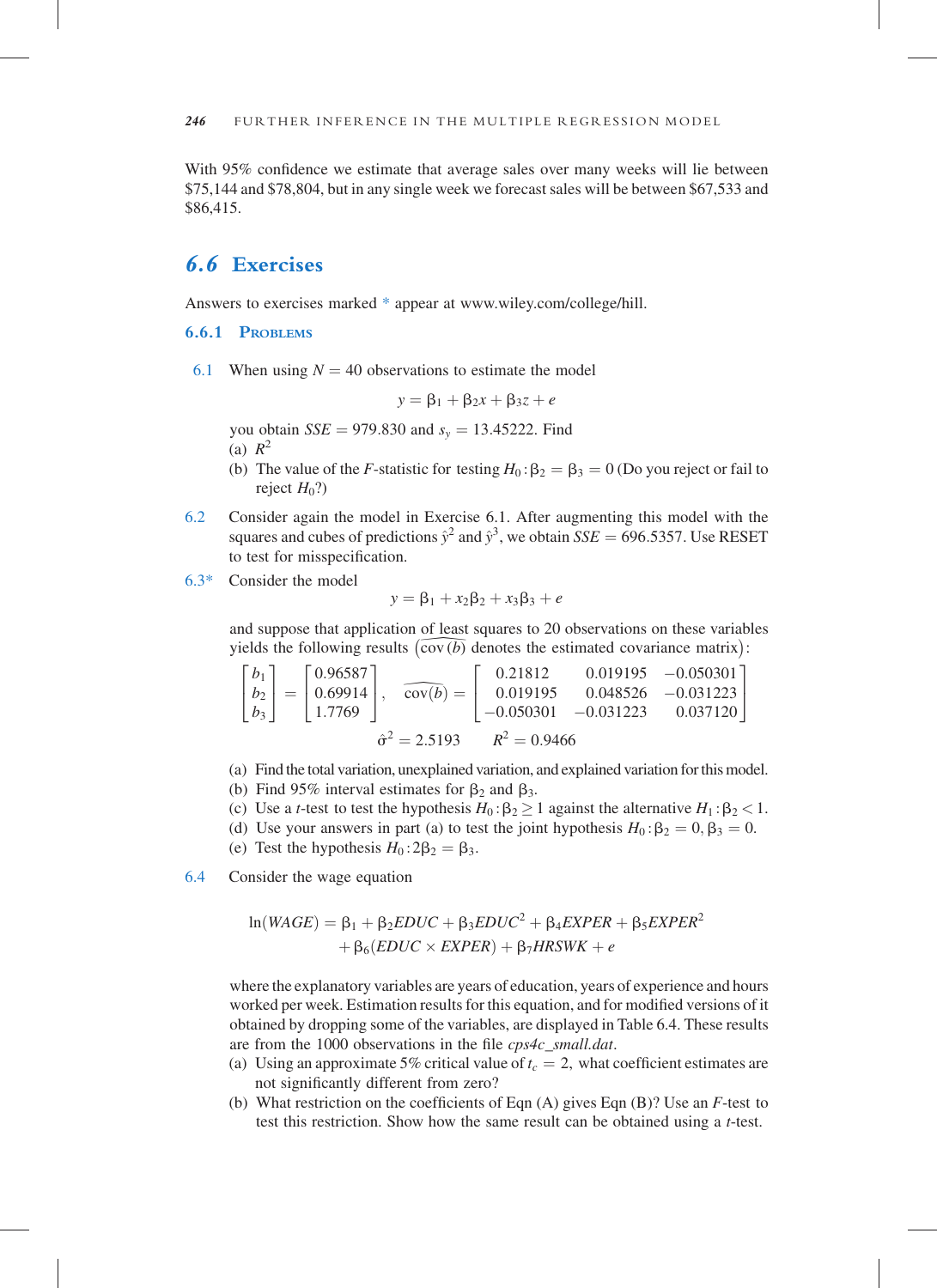With 95% confidence we estimate that average sales over many weeks will lie between \$75,144 and \$78,804, but in any single week we forecast sales will be between \$67,533 and \$86,415.

## 6.6 Exercises

Answers to exercises marked * appear at www.wiley.com/college/hill.

### 6.6.1 Problems

6.1 When using $N = 40$ observations to estimate the model

$$y = \beta_1 + \beta_2 x + \beta_3 z + e$$

you obtain $SSE = 979.830$ and $s_y = 13.45222$. Find

(a) $R^2$

(b) The value of the $F$-statistic for testing $H_0: \beta_2 = \beta_3 = 0$ (Do you reject or fail to reject $H_0$?)

6.2 Consider again the model in Exercise 6.1. After augmenting this model with the squares and cubes of predictions $\hat{y}^2$ and $\hat{y}^3$, we obtain $SSE = 696.5357$. Use RESET to test for misspecification.

6.3* Consider the model

$$y = \beta_1 + x_2\beta_2 + x_3\beta_3 + e$$

and suppose that application of least squares to 20 observations on these variables yields the following results ($\widehat{\text{cov}}(b)$ denotes the estimated covariance matrix):

$$\begin{bmatrix} b_1 \\ b_2 \\ b_3 \end{bmatrix} = \begin{bmatrix} 0.96587 \\ 0.69914 \\ 1.7769 \end{bmatrix}, \quad \widehat{\text{cov}}(b) = \begin{bmatrix} 0.21812 & 0.019195 & -0.050301 \\ 0.019195 & 0.048526 & -0.031223 \\ -0.050301 & -0.031223 & 0.037120 \end{bmatrix}$$

$$\hat{\sigma}^2 = 2.5193 \qquad R^2 = 0.9466$$

(a) Find the total variation, unexplained variation, and explained variation for this model.

(b) Find 95% interval estimates for $\beta_2$ and $\beta_3$.

(c) Use a $t$-test to test the hypothesis $H_0: \beta_2 \geq 1$ against the alternative $H_1: \beta_2 < 1$.

(d) Use your answers in part (a) to test the joint hypothesis $H_0: \beta_2 = 0, \beta_3 = 0$.

(e) Test the hypothesis $H_0: 2\beta_2 = \beta_3$.

6.4 Consider the wage equation

$$\ln(WAGE) = \beta_1 + \beta_2 EDUC + \beta_3 EDUC^2 + \beta_4 EXPER + \beta_5 EXPER^2 + \beta_6 (EDUC \times EXPER) + \beta_7 HRSWK + e$$

where the explanatory variables are years of education, years of experience and hours worked per week. Estimation results for this equation, and for modified versions of it obtained by dropping some of the variables, are displayed in Table 6.4. These results are from the 1000 observations in the file *cps4c_small.dat*.

(a) Using an approximate 5% critical value of $t_c = 2$, what coefficient estimates are not significantly different from zero?

(b) What restriction on the coefficients of Eqn (A) gives Eqn (B)? Use an $F$-test to test this restriction. Show how the same result can be obtained using a $t$-test.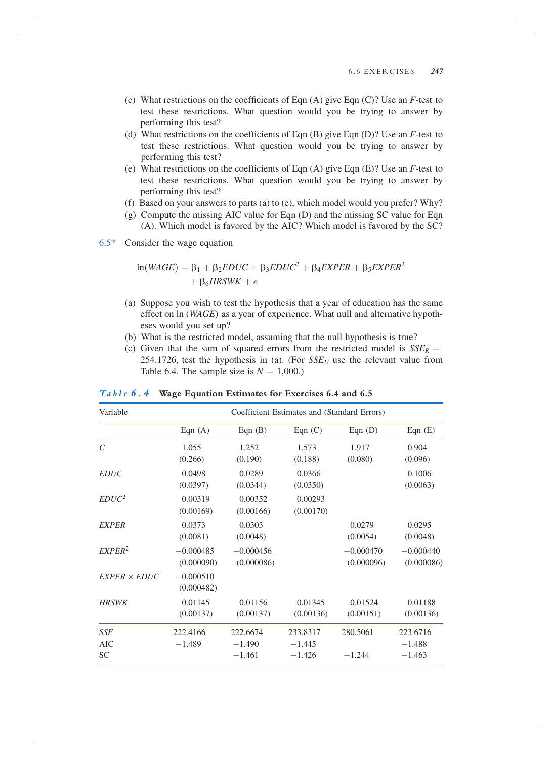(c) What restrictions on the coefficients of Eqn (A) give Eqn (C)? Use an $F$-test to test these restrictions. What question would you be trying to answer by performing this test?

(d) What restrictions on the coefficients of Eqn (B) give Eqn (D)? Use an $F$-test to test these restrictions. What question would you be trying to answer by performing this test?

(e) What restrictions on the coefficients of Eqn (A) give Eqn (E)? Use an $F$-test to test these restrictions. What question would you be trying to answer by performing this test?

(f) Based on your answers to parts (a) to (e), which model would you prefer? Why?

(g) Compute the missing AIC value for Eqn (D) and the missing SC value for Eqn (A). Which model is favored by the AIC? Which model is favored by the SC?

6.5* Consider the wage equation

$$\ln(WAGE) = \beta_1 + \beta_2 EDUC + \beta_3 EDUC^2 + \beta_4 EXPER + \beta_5 EXPER^2 + \beta_6 HRSWK + e$$

(a) Suppose you wish to test the hypothesis that a year of education has the same effect on $\ln(WAGE)$ as a year of experience. What null and alternative hypotheses would you set up?

(b) What is the restricted model, assuming that the null hypothesis is true?

(c) Given that the sum of squared errors from the restricted model is $SSE_R = 254.1726$, test the hypothesis in (a). (For $SSE_U$ use the relevant value from Table 6.4. The sample size is $N = 1{,}000$.)

**Table 6.4 Wage Equation Estimates for Exercises 6.4 and 6.5**

| Variable | Coefficient Estimates and (Standard Errors) | | | | |
|---|---|---|---|---|---|
| | Eqn (A) | Eqn (B) | Eqn (C) | Eqn (D) | Eqn (E) |
| $C$ | 1.055 | 1.252 | 1.573 | 1.917 | 0.904 |
| | (0.266) | (0.190) | (0.188) | (0.080) | (0.096) |
| $EDUC$ | 0.0498 | 0.0289 | 0.0366 | | 0.1006 |
| | (0.0397) | (0.0344) | (0.0350) | | (0.0063) |
| $EDUC^2$ | 0.00319 | 0.00352 | 0.00293 | | |
| | (0.00169) | (0.00166) | (0.00170) | | |
| $EXPER$ | 0.0373 | 0.0303 | | 0.0279 | 0.0295 |
| | (0.0081) | (0.0048) | | (0.0054) | (0.0048) |
| $EXPER^2$ | −0.000485 | −0.000456 | | −0.000470 | −0.000440 |
| | (0.000090) | (0.000086) | | (0.000096) | (0.000086) |
| $EXPER \times EDUC$ | −0.000510 | | | | |
| | (0.000482) | | | | |
| $HRSWK$ | 0.01145 | 0.01156 | 0.01345 | 0.01524 | 0.01188 |
| | (0.00137) | (0.00137) | (0.00136) | (0.00151) | (0.00136) |
| $SSE$ | 222.4166 | 222.6674 | 233.8317 | 280.5061 | 223.6716 |
| AIC | −1.489 | −1.490 | −1.445 | | −1.488 |
| SC | | −1.461 | −1.426 | −1.244 | −1.463 |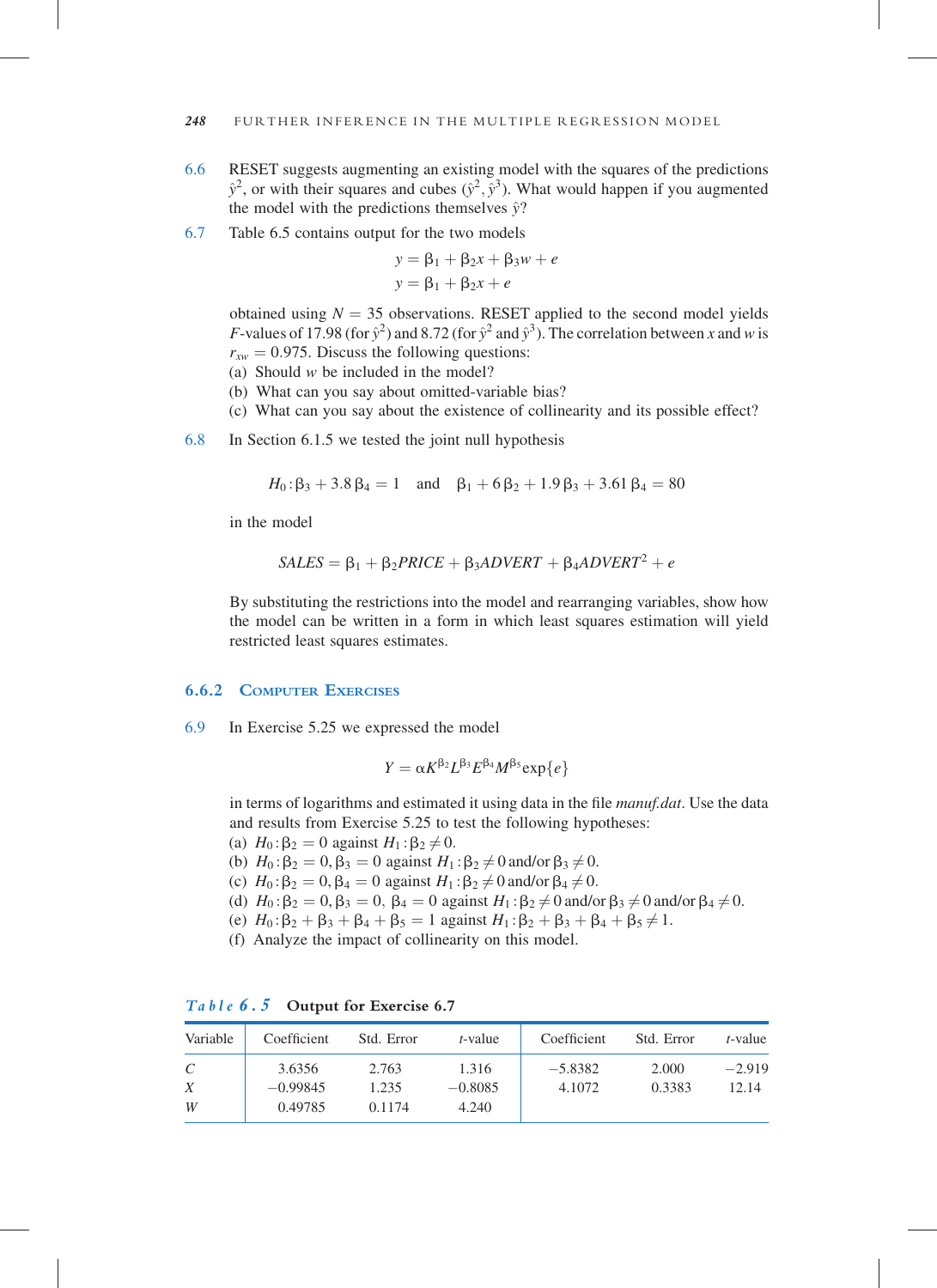6.6 RESET suggests augmenting an existing model with the squares of the predictions $\hat{y}^2$, or with their squares and cubes $(\hat{y}^2, \hat{y}^3)$. What would happen if you augmented the model with the predictions themselves $\hat{y}$?

6.7 Table 6.5 contains output for the two models

$$y = \beta_1 + \beta_2 x + \beta_3 w + e$$
$$y = \beta_1 + \beta_2 x + e$$

obtained using $N = 35$ observations. RESET applied to the second model yields $F$-values of 17.98 (for $\hat{y}^2$) and 8.72 (for $\hat{y}^2$ and $\hat{y}^3$). The correlation between $x$ and $w$ is $r_{xw} = 0.975$. Discuss the following questions:

(a) Should $w$ be included in the model?
(b) What can you say about omitted-variable bias?
(c) What can you say about the existence of collinearity and its possible effect?

6.8 In Section 6.1.5 we tested the joint null hypothesis

$$H_0 : \beta_3 + 3.8\beta_4 = 1 \quad \text{and} \quad \beta_1 + 6\beta_2 + 1.9\beta_3 + 3.61\beta_4 = 80$$

in the model

$$SALES = \beta_1 + \beta_2 PRICE + \beta_3 ADVERT + \beta_4 ADVERT^2 + e$$

By substituting the restrictions into the model and rearranging variables, show how the model can be written in a form in which least squares estimation will yield restricted least squares estimates.

### 6.6.2 Computer Exercises

6.9 In Exercise 5.25 we expressed the model

$$Y = \alpha K^{\beta_2} L^{\beta_3} E^{\beta_4} M^{\beta_5} \exp\{e\}$$

in terms of logarithms and estimated it using data in the file *manuf.dat*. Use the data and results from Exercise 5.25 to test the following hypotheses:

(a) $H_0 : \beta_2 = 0$ against $H_1 : \beta_2 \neq 0$.
(b) $H_0 : \beta_2 = 0, \beta_3 = 0$ against $H_1 : \beta_2 \neq 0$ and/or $\beta_3 \neq 0$.
(c) $H_0 : \beta_2 = 0, \beta_4 = 0$ against $H_1 : \beta_2 \neq 0$ and/or $\beta_4 \neq 0$.
(d) $H_0 : \beta_2 = 0, \beta_3 = 0, \ \beta_4 = 0$ against $H_1 : \beta_2 \neq 0$ and/or $\beta_3 \neq 0$ and/or $\beta_4 \neq 0$.
(e) $H_0 : \beta_2 + \beta_3 + \beta_4 + \beta_5 = 1$ against $H_1 : \beta_2 + \beta_3 + \beta_4 + \beta_5 \neq 1$.
(f) Analyze the impact of collinearity on this model.

*Table 6.5* **Output for Exercise 6.7**

| Variable | Coefficient | Std. Error | *t*-value | Coefficient | Std. Error | *t*-value |
|---|---|---|---|---|---|---|
| *C* | 3.6356 | 2.763 | 1.316 | −5.8382 | 2.000 | −2.919 |
| *X* | −0.99845 | 1.235 | −0.8085 | 4.1072 | 0.3383 | 12.14 |
| *W* | 0.49785 | 0.1174 | 4.240 | | | |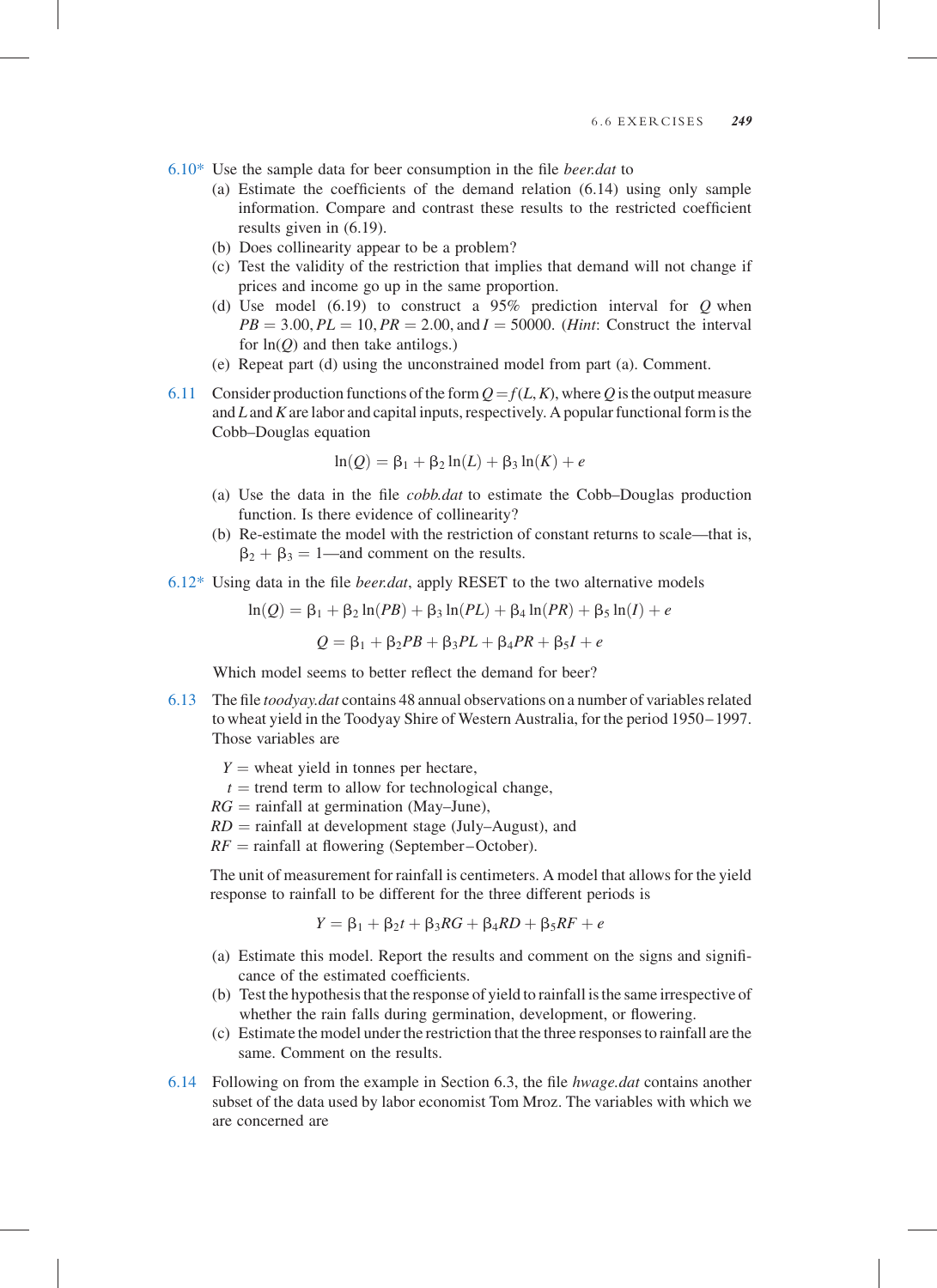6.10* Use the sample data for beer consumption in the file *beer.dat* to

(a) Estimate the coefficients of the demand relation (6.14) using only sample information. Compare and contrast these results to the restricted coefficient results given in (6.19).

(b) Does collinearity appear to be a problem?

(c) Test the validity of the restriction that implies that demand will not change if prices and income go up in the same proportion.

(d) Use model (6.19) to construct a 95% prediction interval for $Q$ when $PB = 3.00, PL = 10, PR = 2.00,$ and $I = 50000$. (*Hint*: Construct the interval for $\ln(Q)$ and then take antilogs.)

(e) Repeat part (d) using the unconstrained model from part (a). Comment.

6.11 Consider production functions of the form $Q = f(L, K)$, where $Q$ is the output measure and $L$ and $K$ are labor and capital inputs, respectively. A popular functional form is the Cobb–Douglas equation

$$\ln(Q) = \beta_1 + \beta_2 \ln(L) + \beta_3 \ln(K) + e$$

(a) Use the data in the file *cobb.dat* to estimate the Cobb–Douglas production function. Is there evidence of collinearity?

(b) Re-estimate the model with the restriction of constant returns to scale—that is, $\beta_2 + \beta_3 = 1$—and comment on the results.

6.12* Using data in the file *beer.dat*, apply RESET to the two alternative models

$$\ln(Q) = \beta_1 + \beta_2 \ln(PB) + \beta_3 \ln(PL) + \beta_4 \ln(PR) + \beta_5 \ln(I) + e$$

$$Q = \beta_1 + \beta_2 PB + \beta_3 PL + \beta_4 PR + \beta_5 I + e$$

Which model seems to better reflect the demand for beer?

6.13 The file *toodyay.dat* contains 48 annual observations on a number of variables related to wheat yield in the Toodyay Shire of Western Australia, for the period 1950–1997. Those variables are

$Y$ = wheat yield in tonnes per hectare,
$t$ = trend term to allow for technological change,
$RG$ = rainfall at germination (May–June),
$RD$ = rainfall at development stage (July–August), and
$RF$ = rainfall at flowering (September–October).

The unit of measurement for rainfall is centimeters. A model that allows for the yield response to rainfall to be different for the three different periods is

$$Y = \beta_1 + \beta_2 t + \beta_3 RG + \beta_4 RD + \beta_5 RF + e$$

(a) Estimate this model. Report the results and comment on the signs and significance of the estimated coefficients.

(b) Test the hypothesis that the response of yield to rainfall is the same irrespective of whether the rain falls during germination, development, or flowering.

(c) Estimate the model under the restriction that the three responses to rainfall are the same. Comment on the results.

6.14 Following on from the example in Section 6.3, the file *hwage.dat* contains another subset of the data used by labor economist Tom Mroz. The variables with which we are concerned are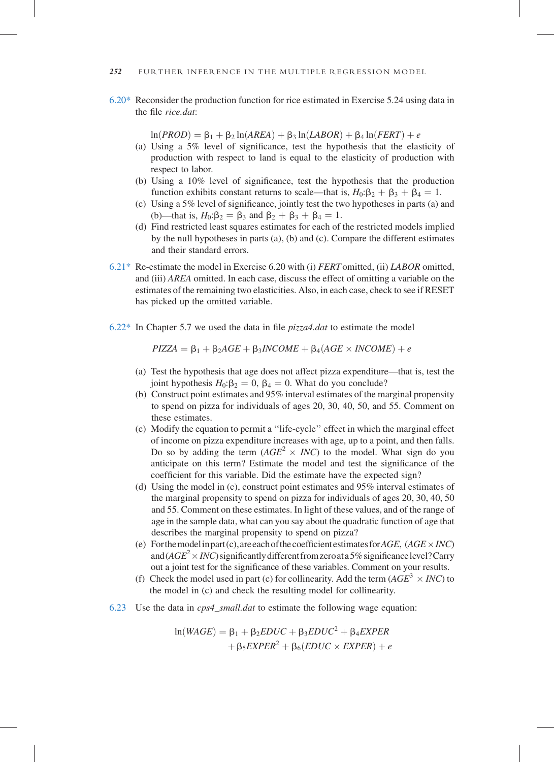6.20* Reconsider the production function for rice estimated in Exercise 5.24 using data in the file *rice.dat*:

$$\ln(PROD) = \beta_1 + \beta_2 \ln(AREA) + \beta_3 \ln(LABOR) + \beta_4 \ln(FERT) + e$$

(a) Using a 5% level of significance, test the hypothesis that the elasticity of production with respect to land is equal to the elasticity of production with respect to labor.

(b) Using a 10% level of significance, test the hypothesis that the production function exhibits constant returns to scale—that is, $H_0{:}\beta_2 + \beta_3 + \beta_4 = 1$.

(c) Using a 5% level of significance, jointly test the two hypotheses in parts (a) and (b)—that is, $H_0{:}\beta_2 = \beta_3$ and $\beta_2 + \beta_3 + \beta_4 = 1$.

(d) Find restricted least squares estimates for each of the restricted models implied by the null hypotheses in parts (a), (b) and (c). Compare the different estimates and their standard errors.

6.21* Re-estimate the model in Exercise 6.20 with (i) *FERT* omitted, (ii) *LABOR* omitted, and (iii) *AREA* omitted. In each case, discuss the effect of omitting a variable on the estimates of the remaining two elasticities. Also, in each case, check to see if RESET has picked up the omitted variable.

6.22* In Chapter 5.7 we used the data in file *pizza4.dat* to estimate the model

$$PIZZA = \beta_1 + \beta_2 AGE + \beta_3 INCOME + \beta_4 (AGE \times INCOME) + e$$

(a) Test the hypothesis that age does not affect pizza expenditure—that is, test the joint hypothesis $H_0{:}\beta_2 = 0,\ \beta_4 = 0$. What do you conclude?

(b) Construct point estimates and 95% interval estimates of the marginal propensity to spend on pizza for individuals of ages 20, 30, 40, 50, and 55. Comment on these estimates.

(c) Modify the equation to permit a "life-cycle" effect in which the marginal effect of income on pizza expenditure increases with age, up to a point, and then falls. Do so by adding the term $(AGE^2 \times INC)$ to the model. What sign do you anticipate on this term? Estimate the model and test the significance of the coefficient for this variable. Did the estimate have the expected sign?

(d) Using the model in (c), construct point estimates and 95% interval estimates of the marginal propensity to spend on pizza for individuals of ages 20, 30, 40, 50 and 55. Comment on these estimates. In light of these values, and of the range of age in the sample data, what can you say about the quadratic function of age that describes the marginal propensity to spend on pizza?

(e) For the model in part (c), are each of the coefficient estimates for *AGE*, $(AGE \times INC)$ and $(AGE^2 \times INC)$ significantly different from zero at a 5% significance level? Carry out a joint test for the significance of these variables. Comment on your results.

(f) Check the model used in part (c) for collinearity. Add the term $(AGE^3 \times INC)$ to the model in (c) and check the resulting model for collinearity.

6.23 Use the data in *cps4_small.dat* to estimate the following wage equation:

$$\ln(WAGE) = \beta_1 + \beta_2 EDUC + \beta_3 EDUC^2 + \beta_4 EXPER + \beta_5 EXPER^2 + \beta_6 (EDUC \times EXPER) + e$$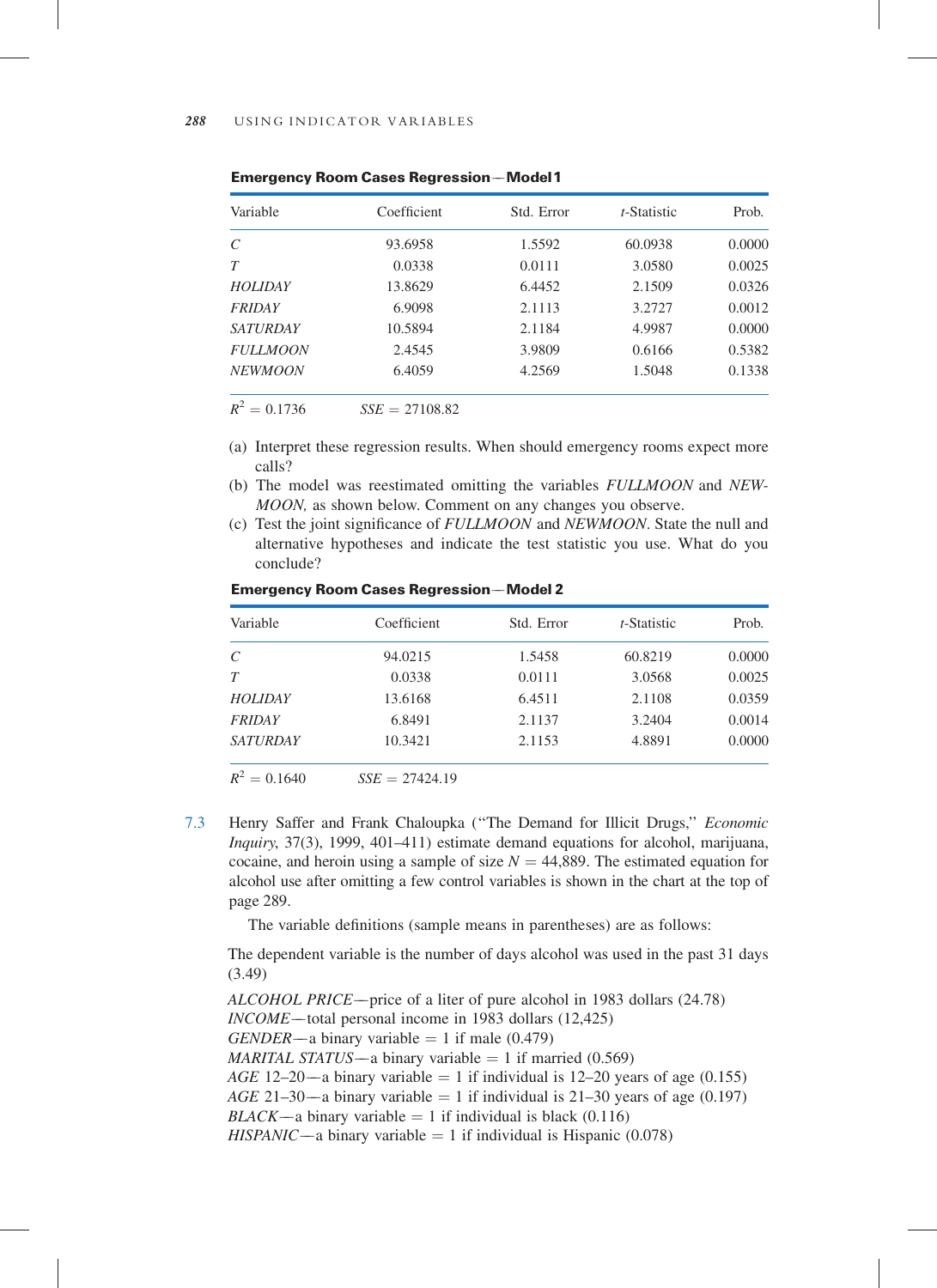**Emergency Room Cases Regression—Model 1**

| Variable | Coefficient | Std. Error | *t*-Statistic | Prob. |
|---|---|---|---|---|
| *C* | 93.6958 | 1.5592 | 60.0938 | 0.0000 |
| *T* | 0.0338 | 0.0111 | 3.0580 | 0.0025 |
| *HOLIDAY* | 13.8629 | 6.4452 | 2.1509 | 0.0326 |
| *FRIDAY* | 6.9098 | 2.1113 | 3.2727 | 0.0012 |
| *SATURDAY* | 10.5894 | 2.1184 | 4.9987 | 0.0000 |
| *FULLMOON* | 2.4545 | 3.9809 | 0.6166 | 0.5382 |
| *NEWMOON* | 6.4059 | 4.2569 | 1.5048 | 0.1338 |

$R^2 = 0.1736$ $\quad SSE = 27108.82$

(a) Interpret these regression results. When should emergency rooms expect more calls?

(b) The model was reestimated omitting the variables *FULLMOON* and *NEWMOON,* as shown below. Comment on any changes you observe.

(c) Test the joint significance of *FULLMOON* and *NEWMOON*. State the null and alternative hypotheses and indicate the test statistic you use. What do you conclude?

**Emergency Room Cases Regression—Model 2**

| Variable | Coefficient | Std. Error | *t*-Statistic | Prob. |
|---|---|---|---|---|
| *C* | 94.0215 | 1.5458 | 60.8219 | 0.0000 |
| *T* | 0.0338 | 0.0111 | 3.0568 | 0.0025 |
| *HOLIDAY* | 13.6168 | 6.4511 | 2.1108 | 0.0359 |
| *FRIDAY* | 6.8491 | 2.1137 | 3.2404 | 0.0014 |
| *SATURDAY* | 10.3421 | 2.1153 | 4.8891 | 0.0000 |

$R^2 = 0.1640$ $\quad SSE = 27424.19$

7.3 Henry Saffer and Frank Chaloupka ("The Demand for Illicit Drugs," *Economic Inquiry*, 37(3), 1999, 401–411) estimate demand equations for alcohol, marijuana, cocaine, and heroin using a sample of size $N = 44{,}889$. The estimated equation for alcohol use after omitting a few control variables is shown in the chart at the top of page 289.

The variable definitions (sample means in parentheses) are as follows:

The dependent variable is the number of days alcohol was used in the past 31 days (3.49)

*ALCOHOL PRICE*—price of a liter of pure alcohol in 1983 dollars (24.78)
*INCOME*—total personal income in 1983 dollars (12,425)
*GENDER*—a binary variable = 1 if male (0.479)
*MARITAL STATUS*—a binary variable = 1 if married (0.569)
*AGE* 12–20—a binary variable = 1 if individual is 12–20 years of age (0.155)
*AGE* 21–30—a binary variable = 1 if individual is 21–30 years of age (0.197)
*BLACK*—a binary variable = 1 if individual is black (0.116)
*HISPANIC*—a binary variable = 1 if individual is Hispanic (0.078)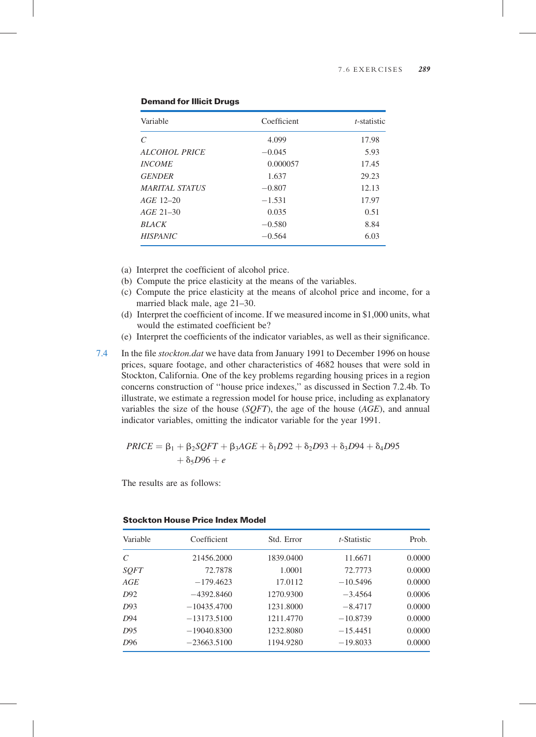**Demand for Illicit Drugs**

| Variable | Coefficient | t-statistic |
|---|---|---|
| *C* | 4.099 | 17.98 |
| *ALCOHOL PRICE* | −0.045 | 5.93 |
| *INCOME* | 0.000057 | 17.45 |
| *GENDER* | 1.637 | 29.23 |
| *MARITAL STATUS* | −0.807 | 12.13 |
| *AGE* 12–20 | −1.531 | 17.97 |
| *AGE* 21–30 | 0.035 | 0.51 |
| *BLACK* | −0.580 | 8.84 |
| *HISPANIC* | −0.564 | 6.03 |

(a) Interpret the coefficient of alcohol price.
(b) Compute the price elasticity at the means of the variables.
(c) Compute the price elasticity at the means of alcohol price and income, for a married black male, age 21–30.
(d) Interpret the coefficient of income. If we measured income in \$1,000 units, what would the estimated coefficient be?
(e) Interpret the coefficients of the indicator variables, as well as their significance.

7.4 In the file *stockton.dat* we have data from January 1991 to December 1996 on house prices, square footage, and other characteristics of 4682 houses that were sold in Stockton, California. One of the key problems regarding housing prices in a region concerns construction of "house price indexes," as discussed in Section 7.2.4b. To illustrate, we estimate a regression model for house price, including as explanatory variables the size of the house (*SQFT*), the age of the house (*AGE*), and annual indicator variables, omitting the indicator variable for the year 1991.

$$PRICE = \beta_1 + \beta_2 SQFT + \beta_3 AGE + \delta_1 D92 + \delta_2 D93 + \delta_3 D94 + \delta_4 D95 + \delta_5 D96 + e$$

The results are as follows:

**Stockton House Price Index Model**

| Variable | Coefficient | Std. Error | t-Statistic | Prob. |
|---|---|---|---|---|
| *C* | 21456.2000 | 1839.0400 | 11.6671 | 0.0000 |
| *SQFT* | 72.7878 | 1.0001 | 72.7773 | 0.0000 |
| *AGE* | −179.4623 | 17.0112 | −10.5496 | 0.0000 |
| *D*92 | −4392.8460 | 1270.9300 | −3.4564 | 0.0006 |
| *D*93 | −10435.4700 | 1231.8000 | −8.4717 | 0.0000 |
| *D*94 | −13173.5100 | 1211.4770 | −10.8739 | 0.0000 |
| *D*95 | −19040.8300 | 1232.8080 | −15.4451 | 0.0000 |
| *D*96 | −23663.5100 | 1194.9280 | −19.8033 | 0.0000 |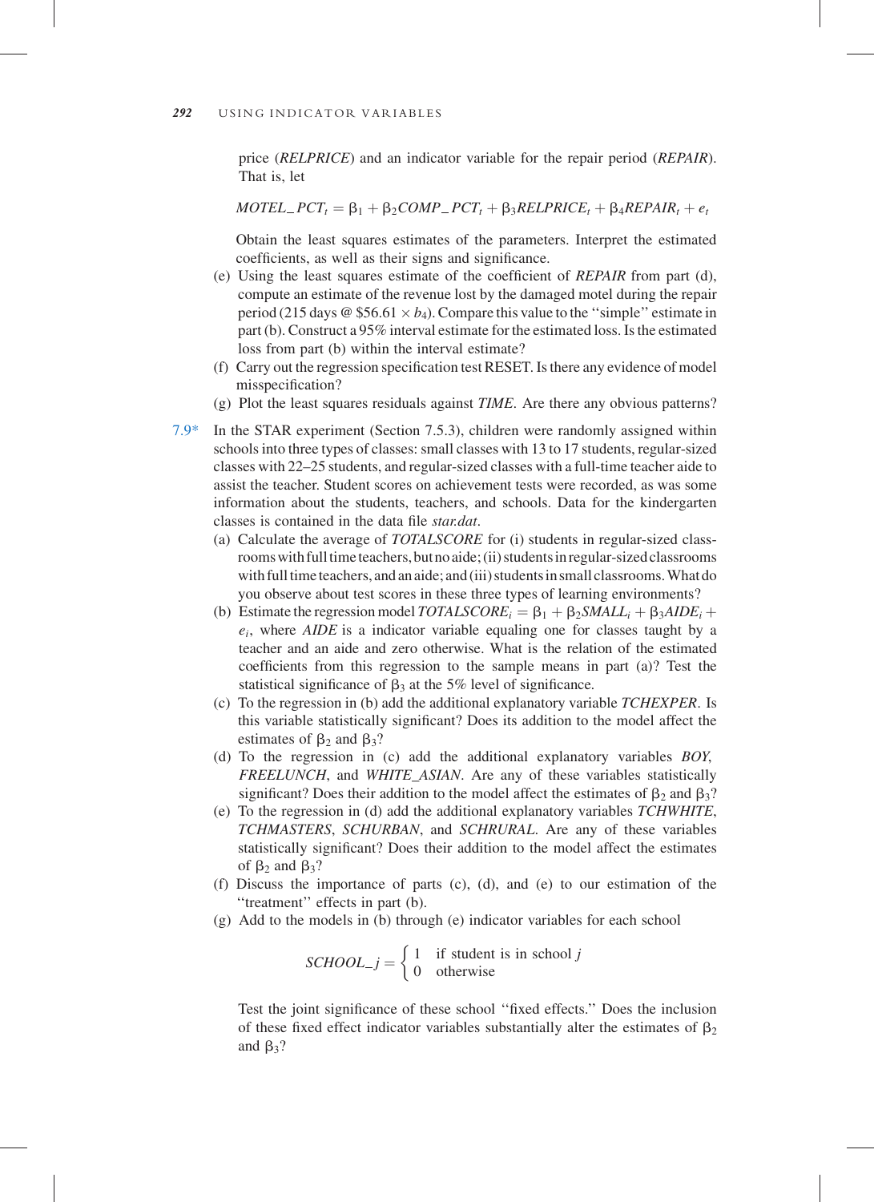price (*RELPRICE*) and an indicator variable for the repair period (*REPAIR*). That is, let

$$MOTEL\_PCT_t = \beta_1 + \beta_2 COMP\_PCT_t + \beta_3 RELPRICE_t + \beta_4 REPAIR_t + e_t$$

Obtain the least squares estimates of the parameters. Interpret the estimated coefficients, as well as their signs and significance.

(e) Using the least squares estimate of the coefficient of *REPAIR* from part (d), compute an estimate of the revenue lost by the damaged motel during the repair period (215 days @ \$56.61 $\times$ $b_4$). Compare this value to the ''simple'' estimate in part (b). Construct a 95% interval estimate for the estimated loss. Is the estimated loss from part (b) within the interval estimate?

(f) Carry out the regression specification test RESET. Is there any evidence of model misspecification?

(g) Plot the least squares residuals against *TIME*. Are there any obvious patterns?

7.9* In the STAR experiment (Section 7.5.3), children were randomly assigned within schools into three types of classes: small classes with 13 to 17 students, regular-sized classes with 22–25 students, and regular-sized classes with a full-time teacher aide to assist the teacher. Student scores on achievement tests were recorded, as was some information about the students, teachers, and schools. Data for the kindergarten classes is contained in the data file *star.dat*.

(a) Calculate the average of *TOTALSCORE* for (i) students in regular-sized classrooms with full time teachers, but no aide; (ii) students in regular-sized classrooms with full time teachers, and an aide; and (iii) students in small classrooms. What do you observe about test scores in these three types of learning environments?

(b) Estimate the regression model $TOTALSCORE_i = \beta_1 + \beta_2 SMALL_i + \beta_3 AIDE_i + e_i$, where *AIDE* is a indicator variable equaling one for classes taught by a teacher and an aide and zero otherwise. What is the relation of the estimated coefficients from this regression to the sample means in part (a)? Test the statistical significance of $\beta_3$ at the 5% level of significance.

(c) To the regression in (b) add the additional explanatory variable *TCHEXPER*. Is this variable statistically significant? Does its addition to the model affect the estimates of $\beta_2$ and $\beta_3$?

(d) To the regression in (c) add the additional explanatory variables *BOY*, *FREELUNCH*, and *WHITE_ASIAN*. Are any of these variables statistically significant? Does their addition to the model affect the estimates of $\beta_2$ and $\beta_3$?

(e) To the regression in (d) add the additional explanatory variables *TCHWHITE*, *TCHMASTERS*, *SCHURBAN*, and *SCHRURAL*. Are any of these variables statistically significant? Does their addition to the model affect the estimates of $\beta_2$ and $\beta_3$?

(f) Discuss the importance of parts (c), (d), and (e) to our estimation of the ''treatment'' effects in part (b).

(g) Add to the models in (b) through (e) indicator variables for each school

$$SCHOOL\_j = \begin{cases} 1 & \text{if student is in school } j \\ 0 & \text{otherwise} \end{cases}$$

Test the joint significance of these school ''fixed effects.'' Does the inclusion of these fixed effect indicator variables substantially alter the estimates of $\beta_2$ and $\beta_3$?